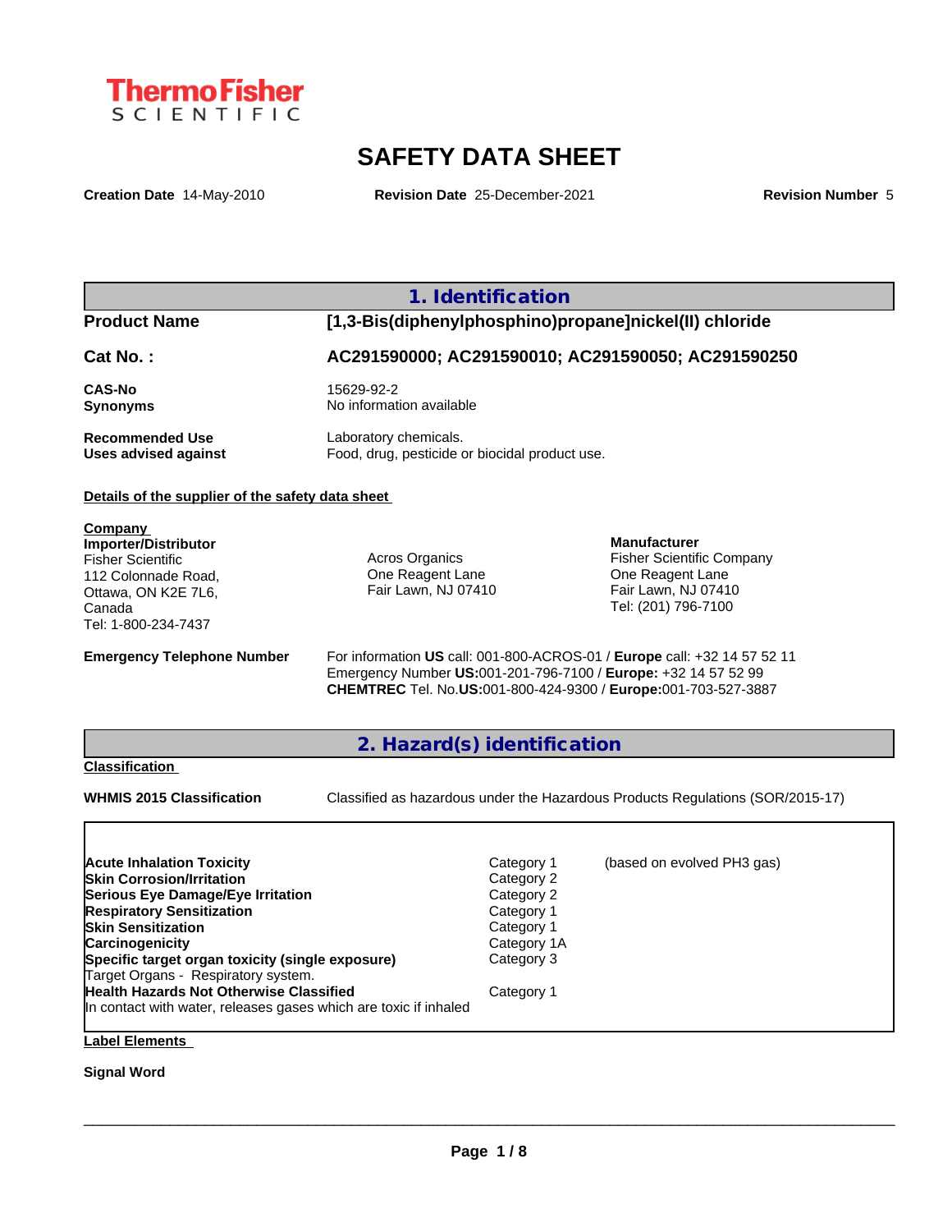ThermoFisher SCIENTIFIC

# SAFETY DATA SHEET

**Creation Date** 14-May-2010 **Revision Date** 25-December-2021 **Revision Number** 5

## 1. Identification

**Product Name** [1,3-Bis(diphenylphosphino)propane]nickel(II) chloride

**Cat No. :** AC291590000; AC291590010; AC291590050; AC291590250

**CAS-No** 15629-92-2
**Synonyms** No information available

**Recommended Use** Laboratory chemicals.
**Uses advised against** Food, drug, pesticide or biocidal product use.

**Details of the supplier of the safety data sheet**

**Company**
**Importer/Distributor**
Fisher Scientific
112 Colonnade Road,
Ottawa, ON K2E 7L6,
Canada
Tel: 1-800-234-7437

Acros Organics
One Reagent Lane
Fair Lawn, NJ 07410

**Manufacturer**
Fisher Scientific Company
One Reagent Lane
Fair Lawn, NJ 07410
Tel: (201) 796-7100

**Emergency Telephone Number** For information **US** call: 001-800-ACROS-01 / **Europe** call: +32 14 57 52 11
Emergency Number **US:**001-201-796-7100 / **Europe:** +32 14 57 52 99
**CHEMTREC** Tel. No.**US:**001-800-424-9300 / **Europe:**001-703-527-3887

## 2. Hazard(s) identification

**Classification**

**WHMIS 2015 Classification** Classified as hazardous under the Hazardous Products Regulations (SOR/2015-17)

| | | |
|---|---|---|
| **Acute Inhalation Toxicity** | Category 1 | (based on evolved PH3 gas) |
| **Skin Corrosion/Irritation** | Category 2 | |
| **Serious Eye Damage/Eye Irritation** | Category 2 | |
| **Respiratory Sensitization** | Category 1 | |
| **Skin Sensitization** | Category 1 | |
| **Carcinogenicity** | Category 1A | |
| **Specific target organ toxicity (single exposure)** | Category 3 | |
| Target Organs - Respiratory system. | | |
| **Health Hazards Not Otherwise Classified** | Category 1 | |
| In contact with water, releases gases which are toxic if inhaled | | |

**Label Elements**

**Signal Word**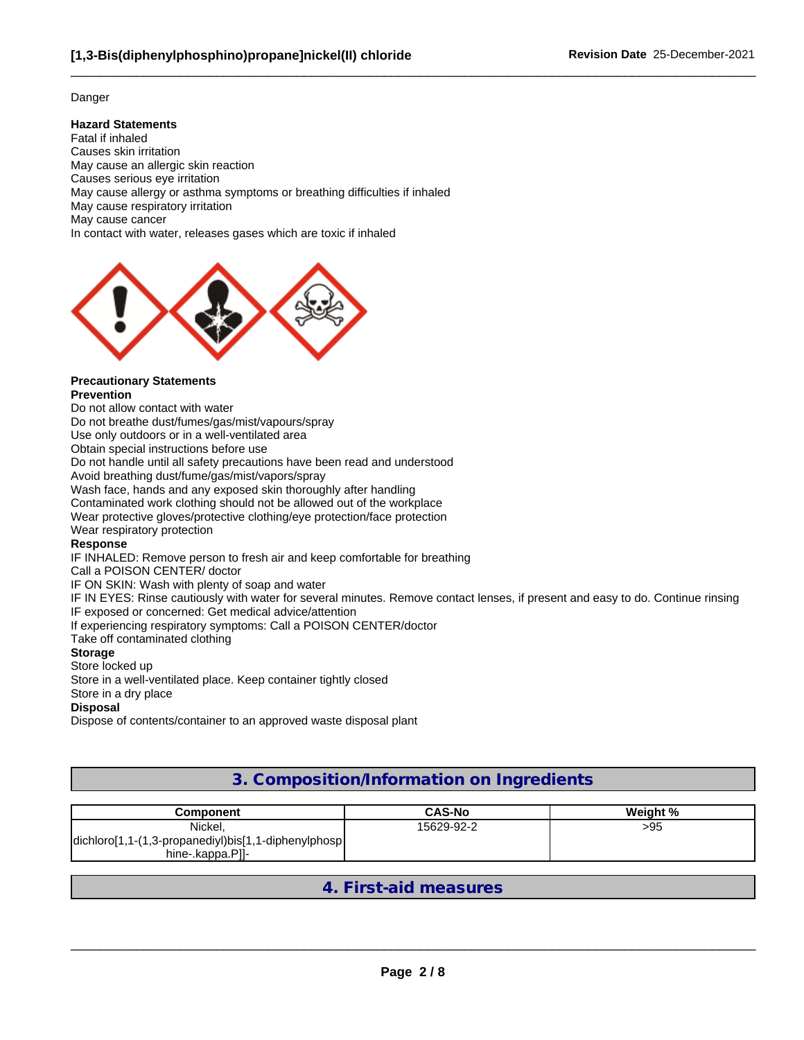Danger

**Hazard Statements**
Fatal if inhaled
Causes skin irritation
May cause an allergic skin reaction
Causes serious eye irritation
May cause allergy or asthma symptoms or breathing difficulties if inhaled
May cause respiratory irritation
May cause cancer
In contact with water, releases gases which are toxic if inhaled

**Precautionary Statements**
**Prevention**
Do not allow contact with water
Do not breathe dust/fumes/gas/mist/vapours/spray
Use only outdoors or in a well-ventilated area
Obtain special instructions before use
Do not handle until all safety precautions have been read and understood
Avoid breathing dust/fume/gas/mist/vapors/spray
Wash face, hands and any exposed skin thoroughly after handling
Contaminated work clothing should not be allowed out of the workplace
Wear protective gloves/protective clothing/eye protection/face protection
Wear respiratory protection
**Response**
IF INHALED: Remove person to fresh air and keep comfortable for breathing
Call a POISON CENTER/ doctor
IF ON SKIN: Wash with plenty of soap and water
IF IN EYES: Rinse cautiously with water for several minutes. Remove contact lenses, if present and easy to do. Continue rinsing
IF exposed or concerned: Get medical advice/attention
If experiencing respiratory symptoms: Call a POISON CENTER/doctor
Take off contaminated clothing
**Storage**
Store locked up
Store in a well-ventilated place. Keep container tightly closed
Store in a dry place
**Disposal**
Dispose of contents/container to an approved waste disposal plant

## 3. Composition/Information on Ingredients

| Component | CAS-No | Weight % |
|---|---|---|
| Nickel, dichloro[1,1-(1,3-propanediyl)bis[1,1-diphenylphosphine-.kappa.P]]- | 15629-92-2 | >95 |

## 4. First-aid measures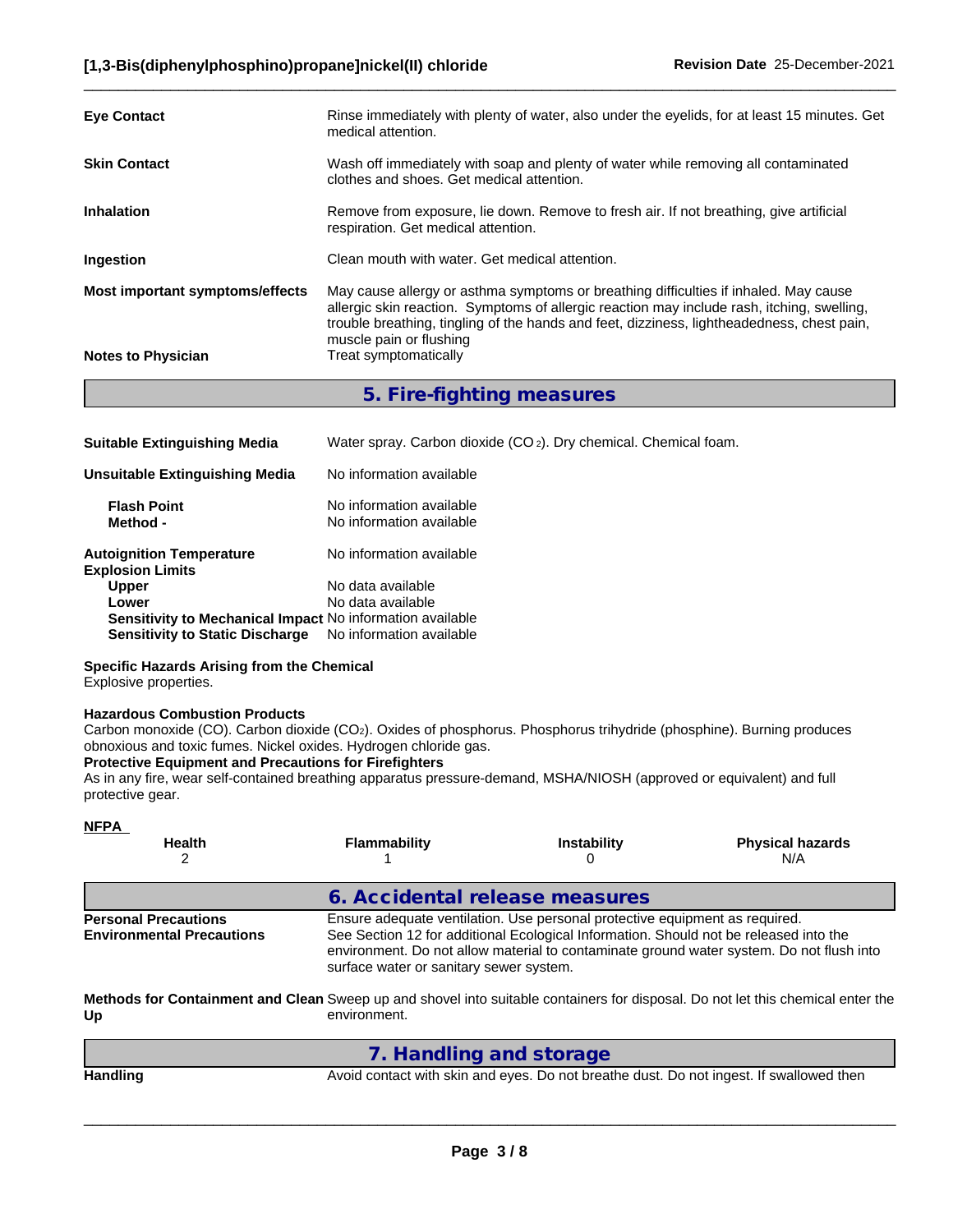**Eye Contact** Rinse immediately with plenty of water, also under the eyelids, for at least 15 minutes. Get medical attention.

**Skin Contact** Wash off immediately with soap and plenty of water while removing all contaminated clothes and shoes. Get medical attention.

**Inhalation** Remove from exposure, lie down. Remove to fresh air. If not breathing, give artificial respiration. Get medical attention.

**Ingestion** Clean mouth with water. Get medical attention.

**Most important symptoms/effects** May cause allergy or asthma symptoms or breathing difficulties if inhaled. May cause allergic skin reaction. Symptoms of allergic reaction may include rash, itching, swelling, trouble breathing, tingling of the hands and feet, dizziness, lightheadedness, chest pain, muscle pain or flushing

**Notes to Physician** Treat symptomatically

## 5. Fire-fighting measures

**Suitable Extinguishing Media** Water spray. Carbon dioxide ($CO_2$). Dry chemical. Chemical foam.

**Unsuitable Extinguishing Media** No information available

**Flash Point** No information available
**Method -** No information available

**Autoignition Temperature** No information available
**Explosion Limits**
**Upper** No data available
**Lower** No data available
**Sensitivity to Mechanical Impact** No information available
**Sensitivity to Static Discharge** No information available

**Specific Hazards Arising from the Chemical**
Explosive properties.

**Hazardous Combustion Products**
Carbon monoxide (CO). Carbon dioxide ($CO_2$). Oxides of phosphorus. Phosphorus trihydride (phosphine). Burning produces obnoxious and toxic fumes. Nickel oxides. Hydrogen chloride gas.

**Protective Equipment and Precautions for Firefighters**
As in any fire, wear self-contained breathing apparatus pressure-demand, MSHA/NIOSH (approved or equivalent) and full protective gear.

**NFPA**

| Health | Flammability | Instability | Physical hazards |
|---|---|---|---|
| 2 | 1 | 0 | N/A |

## 6. Accidental release measures

**Personal Precautions** Ensure adequate ventilation. Use personal protective equipment as required.

**Environmental Precautions** See Section 12 for additional Ecological Information. Should not be released into the environment. Do not allow material to contaminate ground water system. Do not flush into surface water or sanitary sewer system.

**Methods for Containment and Clean Up** Sweep up and shovel into suitable containers for disposal. Do not let this chemical enter the environment.

## 7. Handling and storage

**Handling** Avoid contact with skin and eyes. Do not breathe dust. Do not ingest. If swallowed then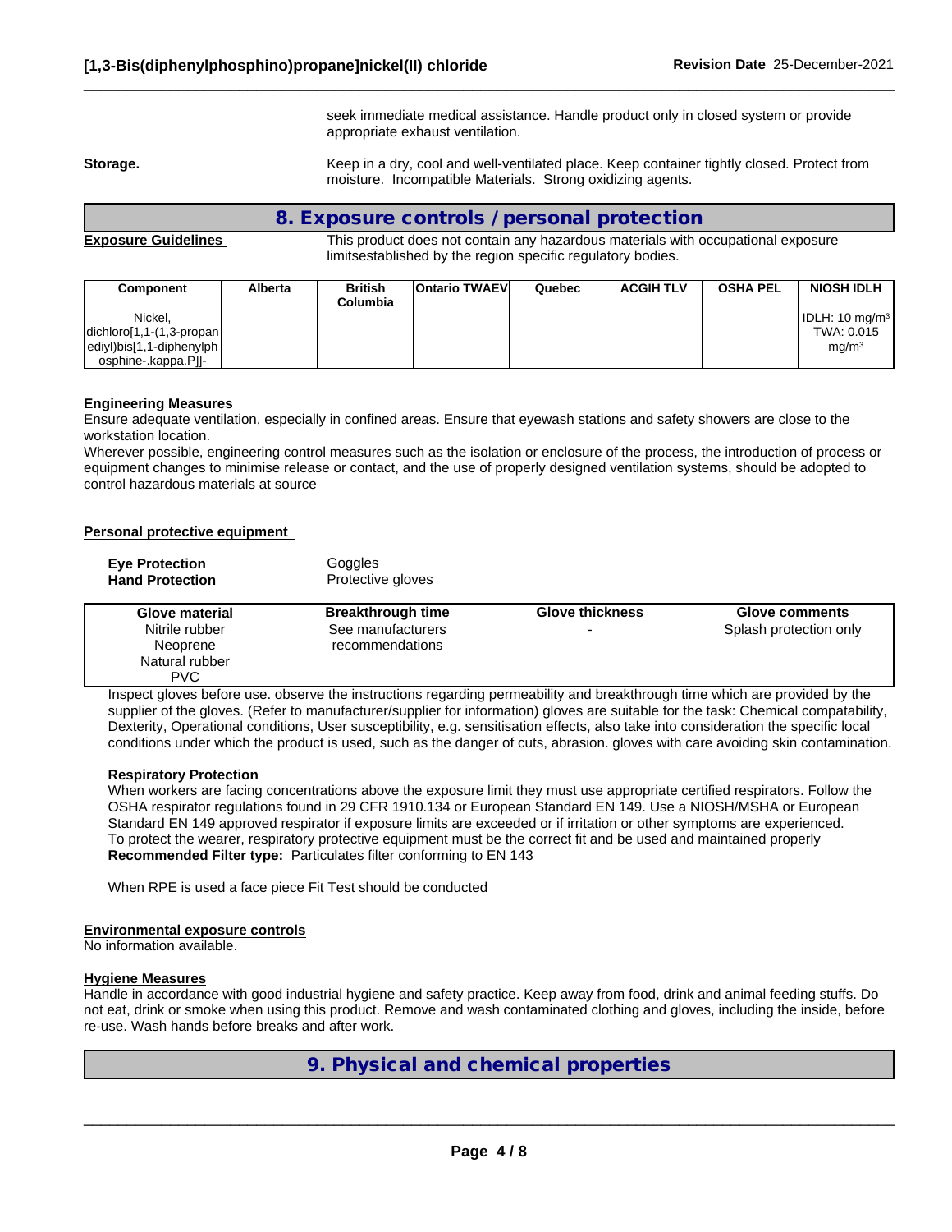seek immediate medical assistance. Handle product only in closed system or provide appropriate exhaust ventilation.

**Storage.** Keep in a dry, cool and well-ventilated place. Keep container tightly closed. Protect from moisture. Incompatible Materials. Strong oxidizing agents.

## 8. Exposure controls / personal protection

**Exposure Guidelines** This product does not contain any hazardous materials with occupational exposure limitsestablished by the region specific regulatory bodies.

| Component | Alberta | British Columbia | Ontario TWAEV | Quebec | ACGIH TLV | OSHA PEL | NIOSH IDLH |
|---|---|---|---|---|---|---|---|
| Nickel, dichloro[1,1-(1,3-propanediyl)bis[1,1-diphenylphosphine-.kappa.P]]- | | | | | | | IDLH: 10 mg/m³ TWA: 0.015 mg/m³ |

**Engineering Measures**

Ensure adequate ventilation, especially in confined areas. Ensure that eyewash stations and safety showers are close to the workstation location.
Wherever possible, engineering control measures such as the isolation or enclosure of the process, the introduction of process or equipment changes to minimise release or contact, and the use of properly designed ventilation systems, should be adopted to control hazardous materials at source

**Personal protective equipment**

**Eye Protection** Goggles
**Hand Protection** Protective gloves

| Glove material | Breakthrough time | Glove thickness | Glove comments |
|---|---|---|---|
| Nitrile rubber<br>Neoprene<br>Natural rubber<br>PVC | See manufacturers recommendations | - | Splash protection only |

Inspect gloves before use. observe the instructions regarding permeability and breakthrough time which are provided by the supplier of the gloves. (Refer to manufacturer/supplier for information) gloves are suitable for the task: Chemical compatability, Dexterity, Operational conditions, User susceptibility, e.g. sensitisation effects, also take into consideration the specific local conditions under which the product is used, such as the danger of cuts, abrasion. gloves with care avoiding skin contamination.

**Respiratory Protection**

When workers are facing concentrations above the exposure limit they must use appropriate certified respirators. Follow the OSHA respirator regulations found in 29 CFR 1910.134 or European Standard EN 149. Use a NIOSH/MSHA or European Standard EN 149 approved respirator if exposure limits are exceeded or if irritation or other symptoms are experienced.
To protect the wearer, respiratory protective equipment must be the correct fit and be used and maintained properly
**Recommended Filter type:** Particulates filter conforming to EN 143

When RPE is used a face piece Fit Test should be conducted

**Environmental exposure controls**

No information available.

**Hygiene Measures**

Handle in accordance with good industrial hygiene and safety practice. Keep away from food, drink and animal feeding stuffs. Do not eat, drink or smoke when using this product. Remove and wash contaminated clothing and gloves, including the inside, before re-use. Wash hands before breaks and after work.

## 9. Physical and chemical properties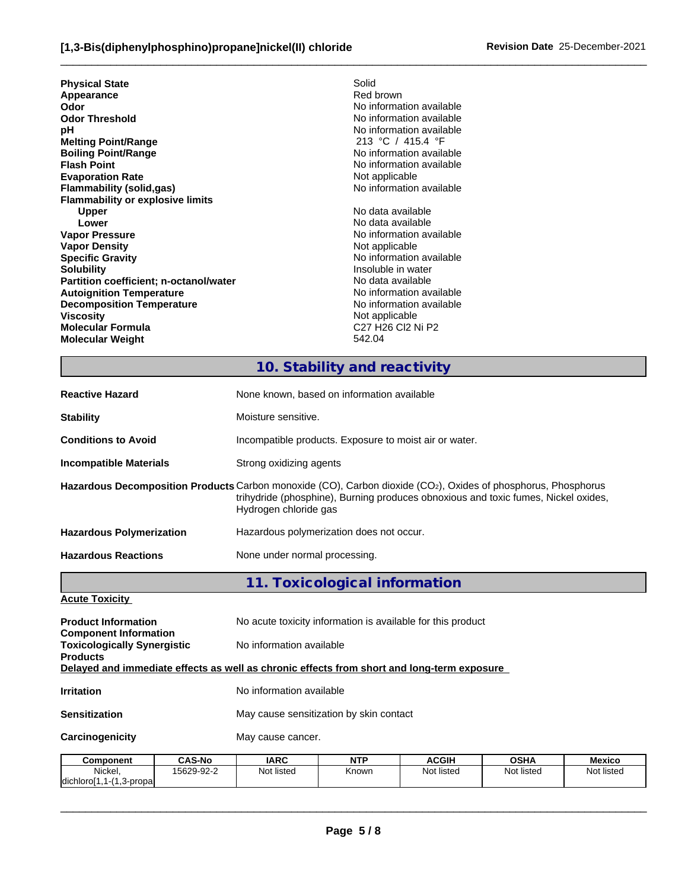| | |
|---|---|
| **Physical State** | Solid |
| **Appearance** | Red brown |
| **Odor** | No information available |
| **Odor Threshold** | No information available |
| **pH** | No information available |
| **Melting Point/Range** | 213 °C / 415.4 °F |
| **Boiling Point/Range** | No information available |
| **Flash Point** | No information available |
| **Evaporation Rate** | Not applicable |
| **Flammability (solid,gas)** | No information available |
| **Flammability or explosive limits** | |
| **Upper** | No data available |
| **Lower** | No data available |
| **Vapor Pressure** | No information available |
| **Vapor Density** | Not applicable |
| **Specific Gravity** | No information available |
| **Solubility** | Insoluble in water |
| **Partition coefficient; n-octanol/water** | No data available |
| **Autoignition Temperature** | No information available |
| **Decomposition Temperature** | No information available |
| **Viscosity** | Not applicable |
| **Molecular Formula** | C27 H26 Cl2 Ni P2 |
| **Molecular Weight** | 542.04 |

## 10. Stability and reactivity

| | |
|---|---|
| **Reactive Hazard** | None known, based on information available |
| **Stability** | Moisture sensitive. |
| **Conditions to Avoid** | Incompatible products. Exposure to moist air or water. |
| **Incompatible Materials** | Strong oxidizing agents |
| **Hazardous Decomposition Products** | Carbon monoxide (CO), Carbon dioxide ($CO_2$), Oxides of phosphorus, Phosphorus trihydride (phosphine), Burning produces obnoxious and toxic fumes, Nickel oxides, Hydrogen chloride gas |
| **Hazardous Polymerization** | Hazardous polymerization does not occur. |
| **Hazardous Reactions** | None under normal processing. |

## 11. Toxicological information

**Acute Toxicity**

| | |
|---|---|
| **Product Information** | No acute toxicity information is available for this product |
| **Component Information** | |
| **Toxicologically Synergistic Products** | No information available |

**Delayed and immediate effects as well as chronic effects from short and long-term exposure**

| | |
|---|---|
| **Irritation** | No information available |
| **Sensitization** | May cause sensitization by skin contact |
| **Carcinogenicity** | May cause cancer. |

| Component | CAS-No | IARC | NTP | ACGIH | OSHA | Mexico |
|---|---|---|---|---|---|---|
| Nickel, dichloro[1,1-(1,3-propa | 15629-92-2 | Not listed | Known | Not listed | Not listed | Not listed |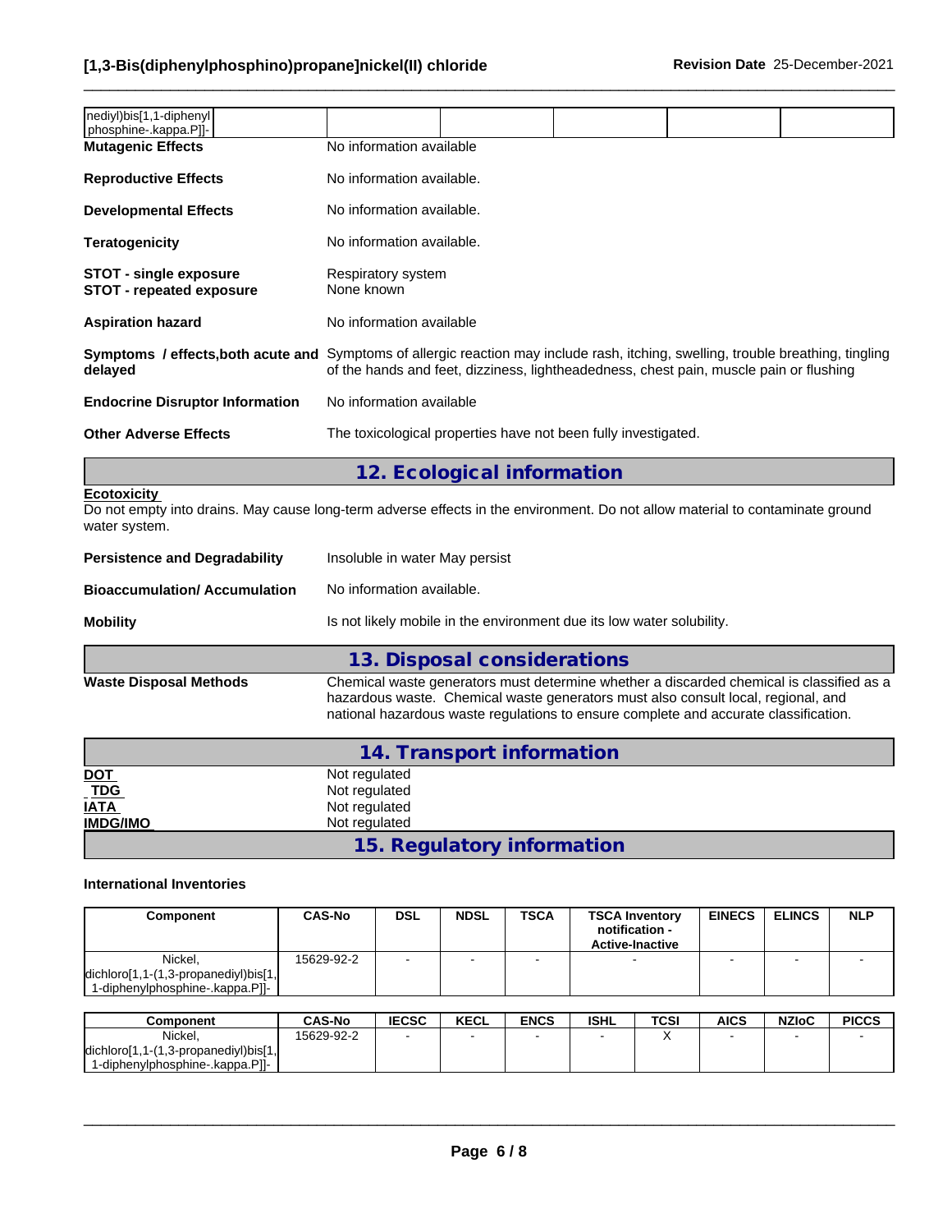| nediyl)bis[1,1-diphenyl phosphine-.kappa.P]]- | | | | | |
|---|---|---|---|---|---|

**Mutagenic Effects** No information available

**Reproductive Effects** No information available.

**Developmental Effects** No information available.

**Teratogenicity** No information available.

**STOT - single exposure** Respiratory system
**STOT - repeated exposure** None known

**Aspiration hazard** No information available

**Symptoms / effects,both acute and delayed** Symptoms of allergic reaction may include rash, itching, swelling, trouble breathing, tingling of the hands and feet, dizziness, lightheadedness, chest pain, muscle pain or flushing

**Endocrine Disruptor Information** No information available

**Other Adverse Effects** The toxicological properties have not been fully investigated.

## 12. Ecological information

**Ecotoxicity**
Do not empty into drains. May cause long-term adverse effects in the environment. Do not allow material to contaminate ground water system.

**Persistence and Degradability** Insoluble in water May persist

**Bioaccumulation/ Accumulation** No information available.

**Mobility** Is not likely mobile in the environment due its low water solubility.

## 13. Disposal considerations

**Waste Disposal Methods** Chemical waste generators must determine whether a discarded chemical is classified as a hazardous waste. Chemical waste generators must also consult local, regional, and national hazardous waste regulations to ensure complete and accurate classification.

## 14. Transport information

**DOT** Not regulated
**TDG** Not regulated
**IATA** Not regulated
**IMDG/IMO** Not regulated

## 15. Regulatory information

**International Inventories**

| Component | CAS-No | DSL | NDSL | TSCA | TSCA Inventory notification - Active-Inactive | EINECS | ELINCS | NLP |
|---|---|---|---|---|---|---|---|---|
| Nickel, dichloro[1,1-(1,3-propanediyl)bis[1,1-diphenylphosphine-.kappa.P]]- | 15629-92-2 | - | - | - | - | - | - | - |

| Component | CAS-No | IECSC | KECL | ENCS | ISHL | TCSI | AICS | NZIoC | PICCS |
|---|---|---|---|---|---|---|---|---|---|
| Nickel, dichloro[1,1-(1,3-propanediyl)bis[1,1-diphenylphosphine-.kappa.P]]- | 15629-92-2 | - | - | - | - | X | - | - | - |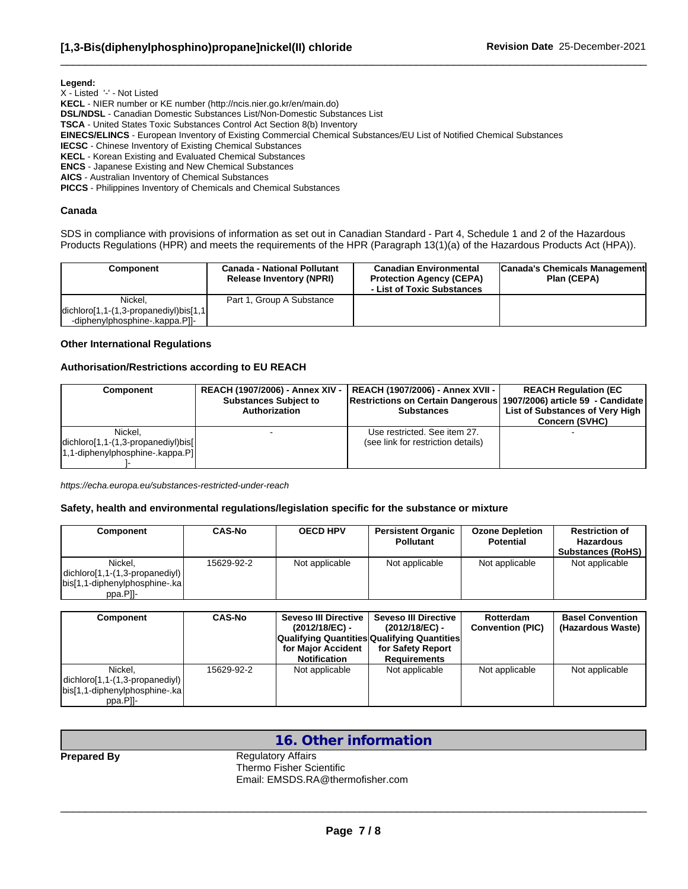**Legend:**

X - Listed '-' - Not Listed

**KECL** - NIER number or KE number (http://ncis.nier.go.kr/en/main.do)

**DSL/NDSL** - Canadian Domestic Substances List/Non-Domestic Substances List

**TSCA** - United States Toxic Substances Control Act Section 8(b) Inventory

**EINECS/ELINCS** - European Inventory of Existing Commercial Chemical Substances/EU List of Notified Chemical Substances

**IECSC** - Chinese Inventory of Existing Chemical Substances

**KECL** - Korean Existing and Evaluated Chemical Substances

**ENCS** - Japanese Existing and New Chemical Substances

**AICS** - Australian Inventory of Chemical Substances

**PICCS** - Philippines Inventory of Chemicals and Chemical Substances

### Canada

SDS in compliance with provisions of information as set out in Canadian Standard - Part 4, Schedule 1 and 2 of the Hazardous Products Regulations (HPR) and meets the requirements of the HPR (Paragraph 13(1)(a) of the Hazardous Products Act (HPA)).

| Component | Canada - National Pollutant Release Inventory (NPRI) | Canadian Environmental Protection Agency (CEPA) - List of Toxic Substances | Canada's Chemicals Management Plan (CEPA) |
|---|---|---|---|
| Nickel, dichloro[1,1-(1,3-propanediyl)bis[1,1-diphenylphosphine-.kappa.P]]- | Part 1, Group A Substance | | |

### Other International Regulations

### Authorisation/Restrictions according to EU REACH

| Component | REACH (1907/2006) - Annex XIV - Substances Subject to Authorization | REACH (1907/2006) - Annex XVII - Restrictions on Certain Dangerous Substances | REACH Regulation (EC 1907/2006) article 59 - Candidate List of Substances of Very High Concern (SVHC) |
|---|---|---|---|
| Nickel, dichloro[1,1-(1,3-propanediyl)bis[1,1-diphenylphosphine-.kappa.P]]- | - | Use restricted. See item 27. (see link for restriction details) | - |

*https://echa.europa.eu/substances-restricted-under-reach*

### Safety, health and environmental regulations/legislation specific for the substance or mixture

| Component | CAS-No | OECD HPV | Persistent Organic Pollutant | Ozone Depletion Potential | Restriction of Hazardous Substances (RoHS) |
|---|---|---|---|---|---|
| Nickel, dichloro[1,1-(1,3-propanediyl)bis[1,1-diphenylphosphine-.kappa.P]]- | 15629-92-2 | Not applicable | Not applicable | Not applicable | Not applicable |

| Component | CAS-No | Seveso III Directive (2012/18/EC) - Qualifying Quantities for Major Accident Notification | Seveso III Directive (2012/18/EC) - Qualifying Quantities for Safety Report Requirements | Rotterdam Convention (PIC) | Basel Convention (Hazardous Waste) |
|---|---|---|---|---|---|
| Nickel, dichloro[1,1-(1,3-propanediyl)bis[1,1-diphenylphosphine-.kappa.P]]- | 15629-92-2 | Not applicable | Not applicable | Not applicable | Not applicable |

## 16. Other information

**Prepared By** Regulatory Affairs
Thermo Fisher Scientific
Email: EMSDS.RA@thermofisher.com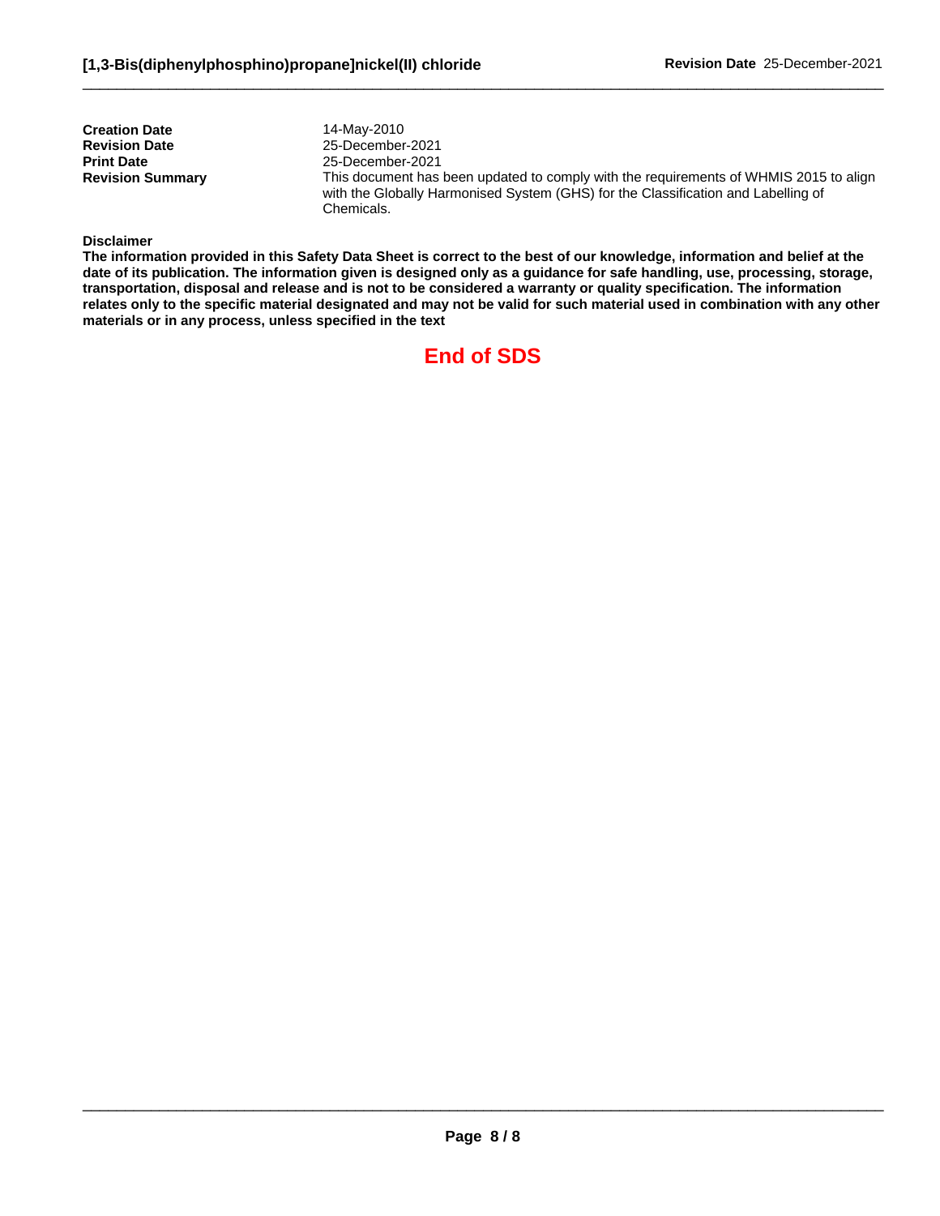| | |
|---|---|
| **Creation Date** | 14-May-2010 |
| **Revision Date** | 25-December-2021 |
| **Print Date** | 25-December-2021 |
| **Revision Summary** | This document has been updated to comply with the requirements of WHMIS 2015 to align with the Globally Harmonised System (GHS) for the Classification and Labelling of Chemicals. |

**Disclaimer**

**The information provided in this Safety Data Sheet is correct to the best of our knowledge, information and belief at the date of its publication. The information given is designed only as a guidance for safe handling, use, processing, storage, transportation, disposal and release and is not to be considered a warranty or quality specification. The information relates only to the specific material designated and may not be valid for such material used in combination with any other materials or in any process, unless specified in the text**

**End of SDS**